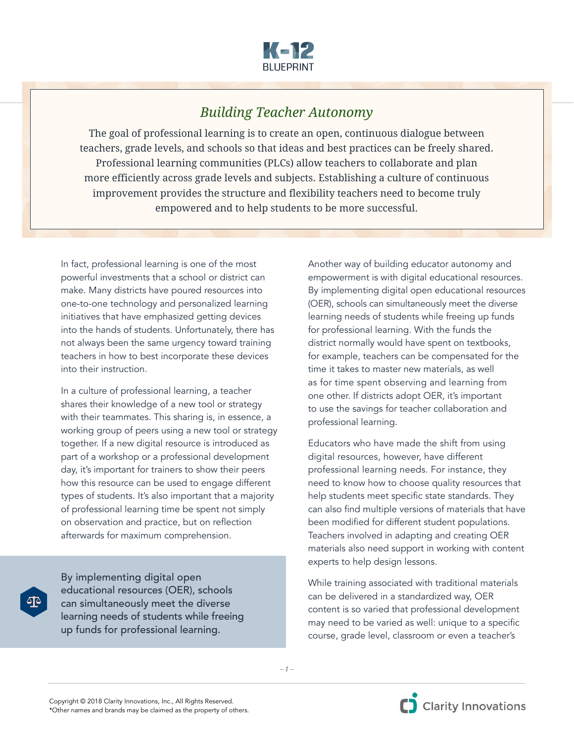K-12 BLUEPRINT

## Building Teacher Autonomy

The goal of professional learning is to create an open, continuous dialogue between teachers, grade levels, and schools so that ideas and best practices can be freely shared. Professional learning communities (PLCs) allow teachers to collaborate and plan more efficiently across grade levels and subjects. Establishing a culture of continuous improvement provides the structure and flexibility teachers need to become truly empowered and to help students to be more successful.

In fact, professional learning is one of the most powerful investments that a school or district can make. Many districts have poured resources into one-to-one technology and personalized learning initiatives that have emphasized getting devices into the hands of students. Unfortunately, there has not always been the same urgency toward training teachers in how to best incorporate these devices into their instruction.

In a culture of professional learning, a teacher shares their knowledge of a new tool or strategy with their teammates. This sharing is, in essence, a working group of peers using a new tool or strategy together. If a new digital resource is introduced as part of a workshop or a professional development day, it's important for trainers to show their peers how this resource can be used to engage different types of students. It's also important that a majority of professional learning time be spent not simply on observation and practice, but on reflection afterwards for maximum comprehension.

> By implementing digital open educational resources (OER), schools can simultaneously meet the diverse learning needs of students while freeing up funds for professional learning.

Another way of building educator autonomy and empowerment is with digital educational resources. By implementing digital open educational resources (OER), schools can simultaneously meet the diverse learning needs of students while freeing up funds for professional learning. With the funds the district normally would have spent on textbooks, for example, teachers can be compensated for the time it takes to master new materials, as well as for time spent observing and learning from one other. If districts adopt OER, it's important to use the savings for teacher collaboration and professional learning.

Educators who have made the shift from using digital resources, however, have different professional learning needs. For instance, they need to know how to choose quality resources that help students meet specific state standards. They can also find multiple versions of materials that have been modified for different student populations. Teachers involved in adapting and creating OER materials also need support in working with content experts to help design lessons.

While training associated with traditional materials can be delivered in a standardized way, OER content is so varied that professional development may need to be varied as well: unique to a specific course, grade level, classroom or even a teacher's

Copyright © 2018 Clarity Innovations, Inc., All Rights Reserved.
*Other names and brands may be claimed as the property of others.

Clarity Innovations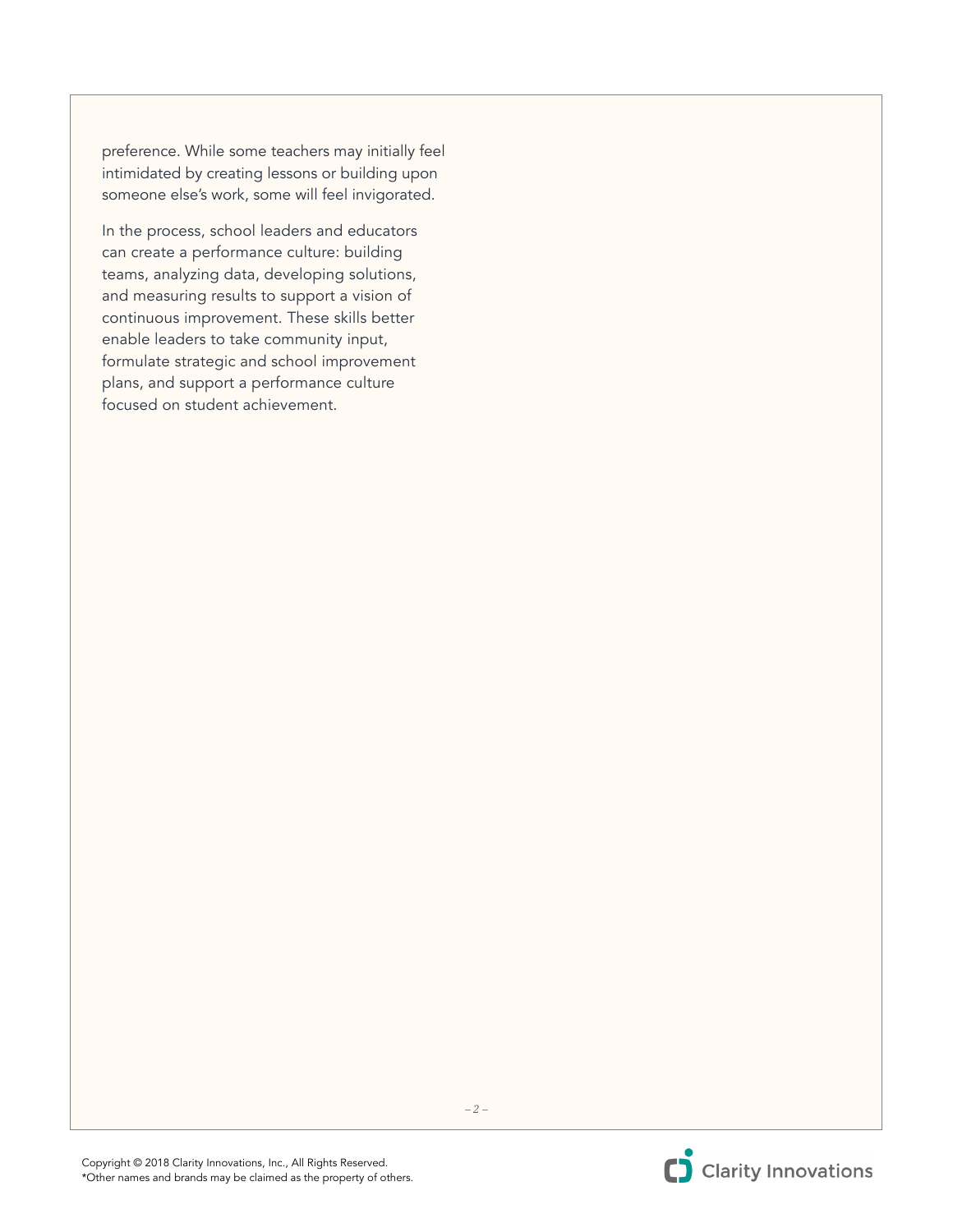preference. While some teachers may initially feel intimidated by creating lessons or building upon someone else's work, some will feel invigorated.

In the process, school leaders and educators can create a performance culture: building teams, analyzing data, developing solutions, and measuring results to support a vision of continuous improvement. These skills better enable leaders to take community input, formulate strategic and school improvement plans, and support a performance culture focused on student achievement.